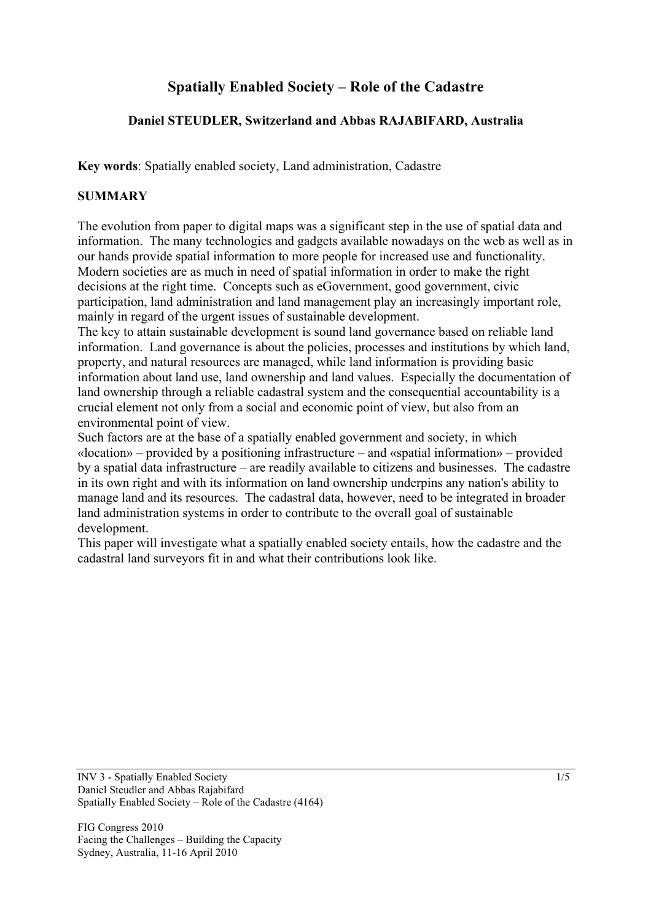# Spatially Enabled Society – Role of the Cadastre

**Daniel STEUDLER, Switzerland and Abbas RAJABIFARD, Australia**

**Key words**: Spatially enabled society, Land administration, Cadastre

## SUMMARY

The evolution from paper to digital maps was a significant step in the use of spatial data and information. The many technologies and gadgets available nowadays on the web as well as in our hands provide spatial information to more people for increased use and functionality. Modern societies are as much in need of spatial information in order to make the right decisions at the right time. Concepts such as eGovernment, good government, civic participation, land administration and land management play an increasingly important role, mainly in regard of the urgent issues of sustainable development.

The key to attain sustainable development is sound land governance based on reliable land information. Land governance is about the policies, processes and institutions by which land, property, and natural resources are managed, while land information is providing basic information about land use, land ownership and land values. Especially the documentation of land ownership through a reliable cadastral system and the consequential accountability is a crucial element not only from a social and economic point of view, but also from an environmental point of view.

Such factors are at the base of a spatially enabled government and society, in which «location» – provided by a positioning infrastructure – and «spatial information» – provided by a spatial data infrastructure – are readily available to citizens and businesses. The cadastre in its own right and with its information on land ownership underpins any nation's ability to manage land and its resources. The cadastral data, however, need to be integrated in broader land administration systems in order to contribute to the overall goal of sustainable development.

This paper will investigate what a spatially enabled society entails, how the cadastre and the cadastral land surveyors fit in and what their contributions look like.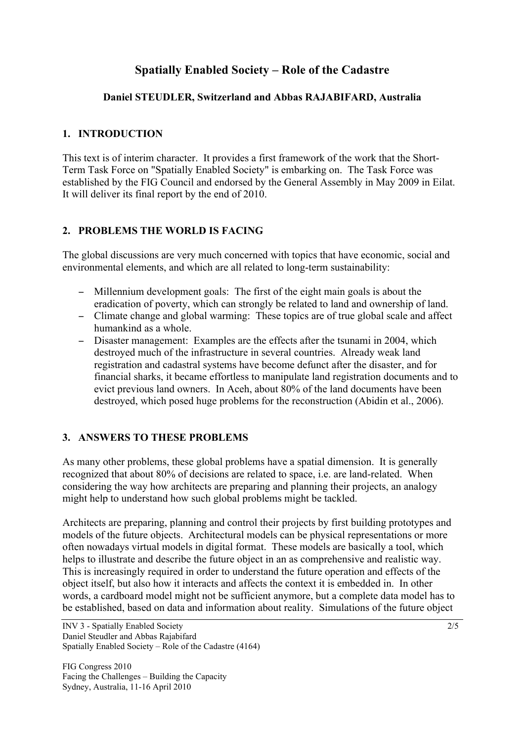# Spatially Enabled Society – Role of the Cadastre

**Daniel STEUDLER, Switzerland and Abbas RAJABIFARD, Australia**

## 1. INTRODUCTION

This text is of interim character. It provides a first framework of the work that the Short-Term Task Force on "Spatially Enabled Society" is embarking on. The Task Force was established by the FIG Council and endorsed by the General Assembly in May 2009 in Eilat. It will deliver its final report by the end of 2010.

## 2. PROBLEMS THE WORLD IS FACING

The global discussions are very much concerned with topics that have economic, social and environmental elements, and which are all related to long-term sustainability:

- Millennium development goals: The first of the eight main goals is about the eradication of poverty, which can strongly be related to land and ownership of land.
- Climate change and global warming: These topics are of true global scale and affect humankind as a whole.
- Disaster management: Examples are the effects after the tsunami in 2004, which destroyed much of the infrastructure in several countries. Already weak land registration and cadastral systems have become defunct after the disaster, and for financial sharks, it became effortless to manipulate land registration documents and to evict previous land owners. In Aceh, about 80% of the land documents have been destroyed, which posed huge problems for the reconstruction (Abidin et al., 2006).

## 3. ANSWERS TO THESE PROBLEMS

As many other problems, these global problems have a spatial dimension. It is generally recognized that about 80% of decisions are related to space, i.e. are land-related. When considering the way how architects are preparing and planning their projects, an analogy might help to understand how such global problems might be tackled.

Architects are preparing, planning and control their projects by first building prototypes and models of the future objects. Architectural models can be physical representations or more often nowadays virtual models in digital format. These models are basically a tool, which helps to illustrate and describe the future object in an as comprehensive and realistic way. This is increasingly required in order to understand the future operation and effects of the object itself, but also how it interacts and affects the context it is embedded in. In other words, a cardboard model might not be sufficient anymore, but a complete data model has to be established, based on data and information about reality. Simulations of the future object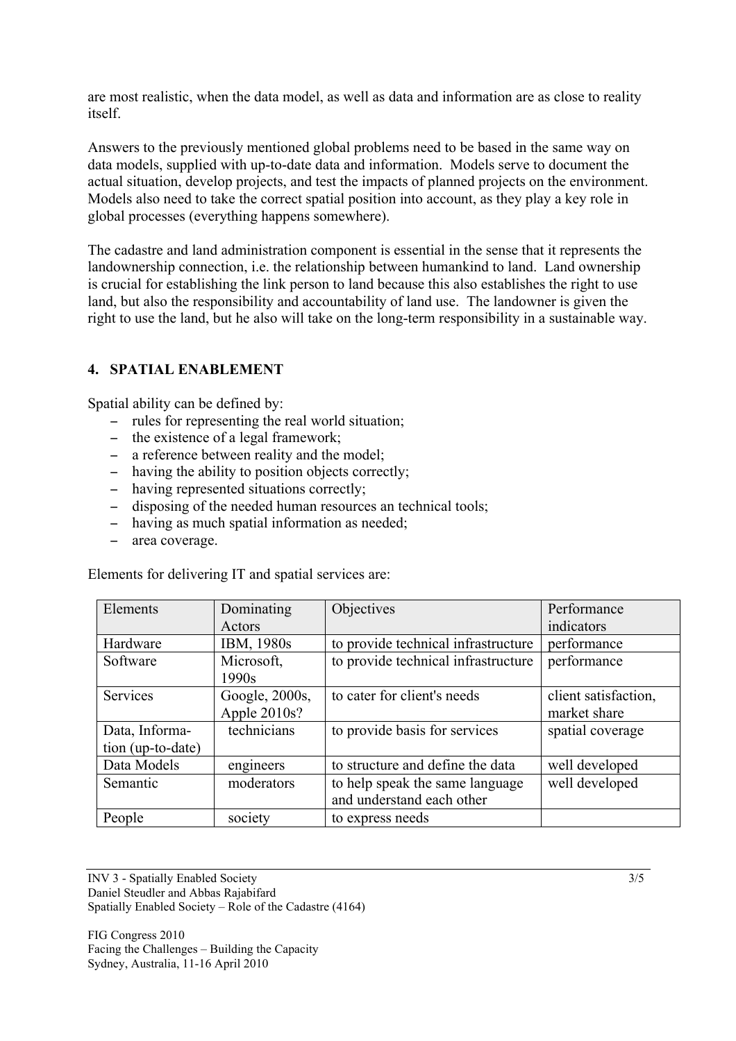are most realistic, when the data model, as well as data and information are as close to reality itself.

Answers to the previously mentioned global problems need to be based in the same way on data models, supplied with up-to-date data and information. Models serve to document the actual situation, develop projects, and test the impacts of planned projects on the environment. Models also need to take the correct spatial position into account, as they play a key role in global processes (everything happens somewhere).

The cadastre and land administration component is essential in the sense that it represents the landownership connection, i.e. the relationship between humankind to land. Land ownership is crucial for establishing the link person to land because this also establishes the right to use land, but also the responsibility and accountability of land use. The landowner is given the right to use the land, but he also will take on the long-term responsibility in a sustainable way.

## 4. SPATIAL ENABLEMENT

Spatial ability can be defined by:

- rules for representing the real world situation;
- the existence of a legal framework;
- a reference between reality and the model;
- having the ability to position objects correctly;
- having represented situations correctly;
- disposing of the needed human resources an technical tools;
- having as much spatial information as needed;
- area coverage.

Elements for delivering IT and spatial services are:

| Elements | Dominating Actors | Objectives | Performance indicators |
|---|---|---|---|
| Hardware | IBM, 1980s | to provide technical infrastructure | performance |
| Software | Microsoft, 1990s | to provide technical infrastructure | performance |
| Services | Google, 2000s, Apple 2010s? | to cater for client's needs | client satisfaction, market share |
| Data, Information (up-to-date) | technicians | to provide basis for services | spatial coverage |
| Data Models | engineers | to structure and define the data | well developed |
| Semantic | moderators | to help speak the same language and understand each other | well developed |
| People | society | to express needs | |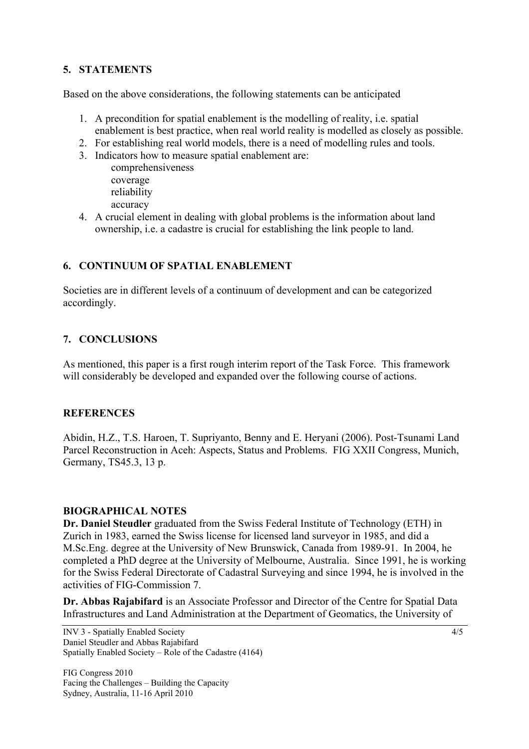## 5. STATEMENTS

Based on the above considerations, the following statements can be anticipated

1. A precondition for spatial enablement is the modelling of reality, i.e. spatial enablement is best practice, when real world reality is modelled as closely as possible.
2. For establishing real world models, there is a need of modelling rules and tools.
3. Indicators how to measure spatial enablement are:
   - comprehensiveness
   - coverage
   - reliability
   - accuracy
4. A crucial element in dealing with global problems is the information about land ownership, i.e. a cadastre is crucial for establishing the link people to land.

## 6. CONTINUUM OF SPATIAL ENABLEMENT

Societies are in different levels of a continuum of development and can be categorized accordingly.

## 7. CONCLUSIONS

As mentioned, this paper is a first rough interim report of the Task Force. This framework will considerably be developed and expanded over the following course of actions.

## REFERENCES

Abidin, H.Z., T.S. Haroen, T. Supriyanto, Benny and E. Heryani (2006). Post-Tsunami Land Parcel Reconstruction in Aceh: Aspects, Status and Problems. FIG XXII Congress, Munich, Germany, TS45.3, 13 p.

## BIOGRAPHICAL NOTES

**Dr. Daniel Steudler** graduated from the Swiss Federal Institute of Technology (ETH) in Zurich in 1983, earned the Swiss license for licensed land surveyor in 1985, and did a M.Sc.Eng. degree at the University of New Brunswick, Canada from 1989-91. In 2004, he completed a PhD degree at the University of Melbourne, Australia. Since 1991, he is working for the Swiss Federal Directorate of Cadastral Surveying and since 1994, he is involved in the activities of FIG-Commission 7.

**Dr. Abbas Rajabifard** is an Associate Professor and Director of the Centre for Spatial Data Infrastructures and Land Administration at the Department of Geomatics, the University of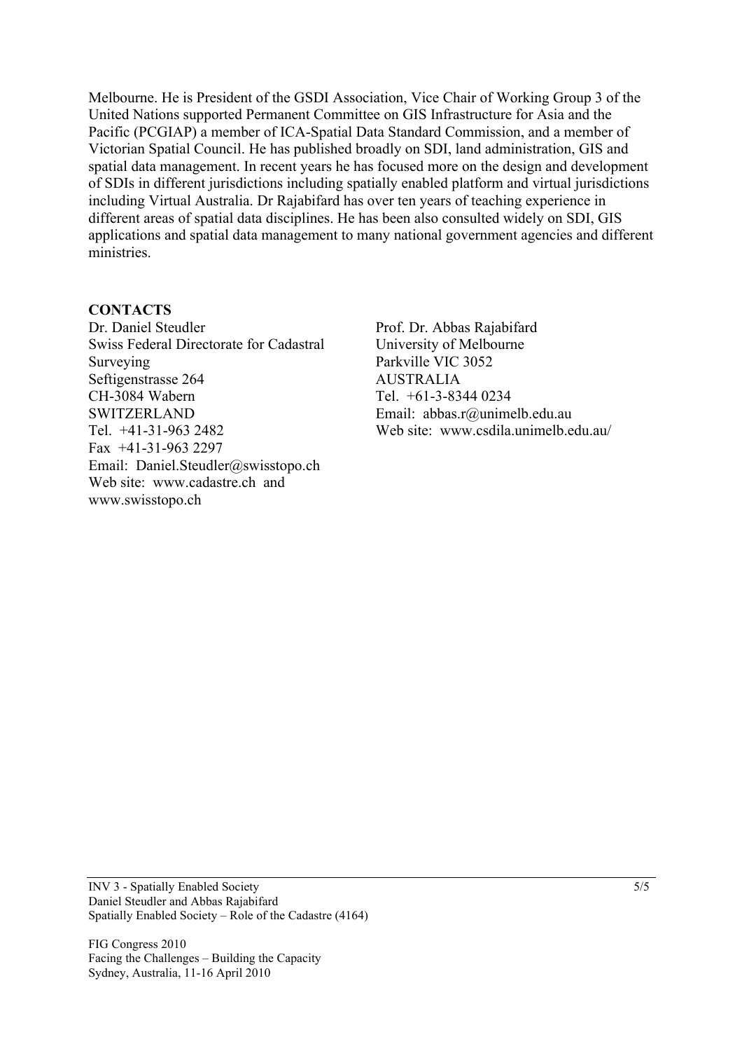Melbourne. He is President of the GSDI Association, Vice Chair of Working Group 3 of the United Nations supported Permanent Committee on GIS Infrastructure for Asia and the Pacific (PCGIAP) a member of ICA-Spatial Data Standard Commission, and a member of Victorian Spatial Council. He has published broadly on SDI, land administration, GIS and spatial data management. In recent years he has focused more on the design and development of SDIs in different jurisdictions including spatially enabled platform and virtual jurisdictions including Virtual Australia. Dr Rajabifard has over ten years of teaching experience in different areas of spatial data disciplines. He has been also consulted widely on SDI, GIS applications and spatial data management to many national government agencies and different ministries.

**CONTACTS**

Dr. Daniel Steudler
Swiss Federal Directorate for Cadastral Surveying
Seftigenstrasse 264
CH-3084 Wabern
SWITZERLAND
Tel. +41-31-963 2482
Fax +41-31-963 2297
Email: Daniel.Steudler@swisstopo.ch
Web site: www.cadastre.ch and www.swisstopo.ch

Prof. Dr. Abbas Rajabifard
University of Melbourne
Parkville VIC 3052
AUSTRALIA
Tel. +61-3-8344 0234
Email: abbas.r@unimelb.edu.au
Web site: www.csdila.unimelb.edu.au/